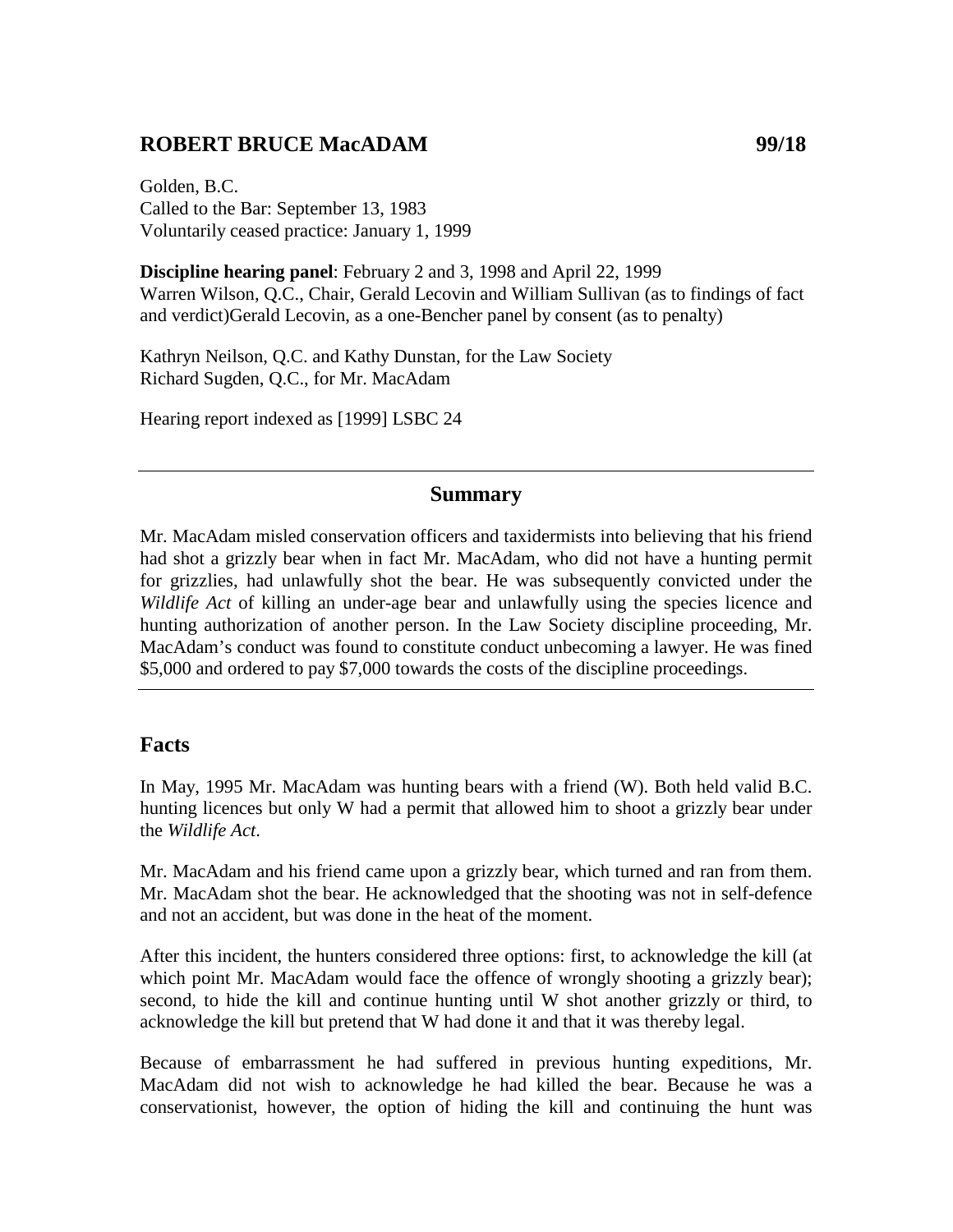## ROBERT BRUCE MacADAM 99/18

Golden, B.C.
Called to the Bar: September 13, 1983
Voluntarily ceased practice: January 1, 1999

**Discipline hearing panel**: February 2 and 3, 1998 and April 22, 1999
Warren Wilson, Q.C., Chair, Gerald Lecovin and William Sullivan (as to findings of fact and verdict)Gerald Lecovin, as a one-Bencher panel by consent (as to penalty)

Kathryn Neilson, Q.C. and Kathy Dunstan, for the Law Society
Richard Sugden, Q.C., for Mr. MacAdam

Hearing report indexed as [1999] LSBC 24

---

### Summary

Mr. MacAdam misled conservation officers and taxidermists into believing that his friend had shot a grizzly bear when in fact Mr. MacAdam, who did not have a hunting permit for grizzlies, had unlawfully shot the bear. He was subsequently convicted under the *Wildlife Act* of killing an under-age bear and unlawfully using the species licence and hunting authorization of another person. In the Law Society discipline proceeding, Mr. MacAdam's conduct was found to constitute conduct unbecoming a lawyer. He was fined $5,000 and ordered to pay $7,000 towards the costs of the discipline proceedings.

---

## Facts

In May, 1995 Mr. MacAdam was hunting bears with a friend (W). Both held valid B.C. hunting licences but only W had a permit that allowed him to shoot a grizzly bear under the *Wildlife Act*.

Mr. MacAdam and his friend came upon a grizzly bear, which turned and ran from them. Mr. MacAdam shot the bear. He acknowledged that the shooting was not in self-defence and not an accident, but was done in the heat of the moment.

After this incident, the hunters considered three options: first, to acknowledge the kill (at which point Mr. MacAdam would face the offence of wrongly shooting a grizzly bear); second, to hide the kill and continue hunting until W shot another grizzly or third, to acknowledge the kill but pretend that W had done it and that it was thereby legal.

Because of embarrassment he had suffered in previous hunting expeditions, Mr. MacAdam did not wish to acknowledge he had killed the bear. Because he was a conservationist, however, the option of hiding the kill and continuing the hunt was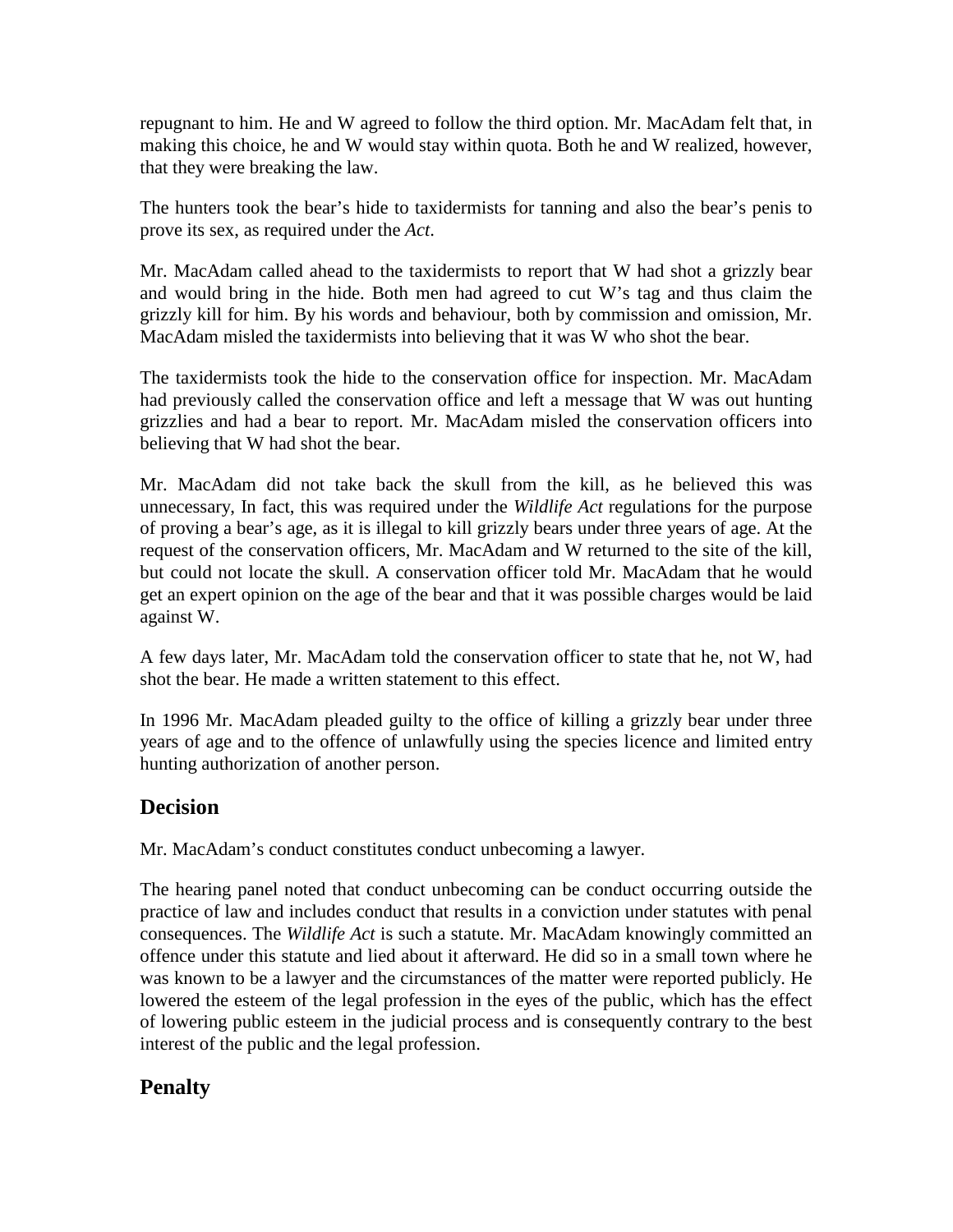repugnant to him. He and W agreed to follow the third option. Mr. MacAdam felt that, in making this choice, he and W would stay within quota. Both he and W realized, however, that they were breaking the law.

The hunters took the bear's hide to taxidermists for tanning and also the bear's penis to prove its sex, as required under the *Act*.

Mr. MacAdam called ahead to the taxidermists to report that W had shot a grizzly bear and would bring in the hide. Both men had agreed to cut W's tag and thus claim the grizzly kill for him. By his words and behaviour, both by commission and omission, Mr. MacAdam misled the taxidermists into believing that it was W who shot the bear.

The taxidermists took the hide to the conservation office for inspection. Mr. MacAdam had previously called the conservation office and left a message that W was out hunting grizzlies and had a bear to report. Mr. MacAdam misled the conservation officers into believing that W had shot the bear.

Mr. MacAdam did not take back the skull from the kill, as he believed this was unnecessary, In fact, this was required under the *Wildlife Act* regulations for the purpose of proving a bear's age, as it is illegal to kill grizzly bears under three years of age. At the request of the conservation officers, Mr. MacAdam and W returned to the site of the kill, but could not locate the skull. A conservation officer told Mr. MacAdam that he would get an expert opinion on the age of the bear and that it was possible charges would be laid against W.

A few days later, Mr. MacAdam told the conservation officer to state that he, not W, had shot the bear. He made a written statement to this effect.

In 1996 Mr. MacAdam pleaded guilty to the office of killing a grizzly bear under three years of age and to the offence of unlawfully using the species licence and limited entry hunting authorization of another person.

## Decision

Mr. MacAdam's conduct constitutes conduct unbecoming a lawyer.

The hearing panel noted that conduct unbecoming can be conduct occurring outside the practice of law and includes conduct that results in a conviction under statutes with penal consequences. The *Wildlife Act* is such a statute. Mr. MacAdam knowingly committed an offence under this statute and lied about it afterward. He did so in a small town where he was known to be a lawyer and the circumstances of the matter were reported publicly. He lowered the esteem of the legal profession in the eyes of the public, which has the effect of lowering public esteem in the judicial process and is consequently contrary to the best interest of the public and the legal profession.

## Penalty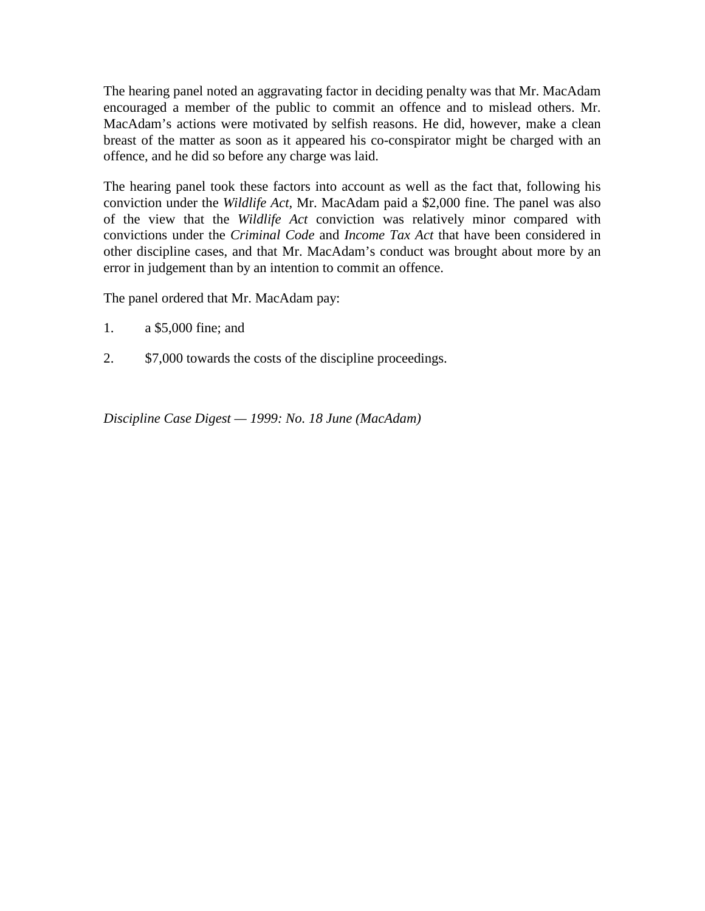The hearing panel noted an aggravating factor in deciding penalty was that Mr. MacAdam encouraged a member of the public to commit an offence and to mislead others. Mr. MacAdam's actions were motivated by selfish reasons. He did, however, make a clean breast of the matter as soon as it appeared his co-conspirator might be charged with an offence, and he did so before any charge was laid.

The hearing panel took these factors into account as well as the fact that, following his conviction under the *Wildlife Act*, Mr. MacAdam paid a $2,000 fine. The panel was also of the view that the *Wildlife Act* conviction was relatively minor compared with convictions under the *Criminal Code* and *Income Tax Act* that have been considered in other discipline cases, and that Mr. MacAdam's conduct was brought about more by an error in judgement than by an intention to commit an offence.

The panel ordered that Mr. MacAdam pay:

1. a $5,000 fine; and
2. $7,000 towards the costs of the discipline proceedings.

*Discipline Case Digest — 1999: No. 18 June (MacAdam)*